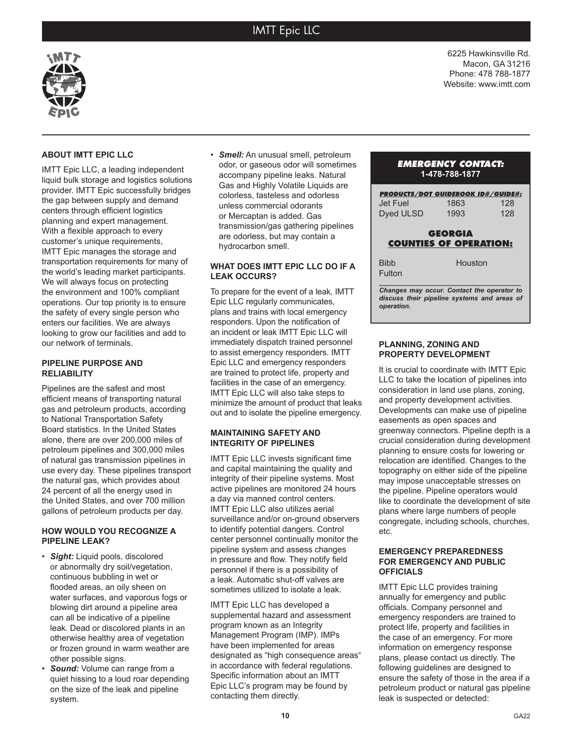# IMTT Epic LLC

6225 Hawkinsville Rd.
Macon, GA 31216
Phone: 478 788-1877
Website: www.imtt.com

## ABOUT IMTT EPIC LLC

IMTT Epic LLC, a leading independent liquid bulk storage and logistics solutions provider. IMTT Epic successfully bridges the gap between supply and demand centers through efficient logistics planning and expert management. With a flexible approach to every customer's unique requirements, IMTT Epic manages the storage and transportation requirements for many of the world's leading market participants. We will always focus on protecting the environment and 100% compliant operations. Our top priority is to ensure the safety of every single person who enters our facilities. We are always looking to grow our facilities and add to our network of terminals.

## PIPELINE PURPOSE AND RELIABILITY

Pipelines are the safest and most efficient means of transporting natural gas and petroleum products, according to National Transportation Safety Board statistics. In the United States alone, there are over 200,000 miles of petroleum pipelines and 300,000 miles of natural gas transmission pipelines in use every day. These pipelines transport the natural gas, which provides about 24 percent of all the energy used in the United States, and over 700 million gallons of petroleum products per day.

## HOW WOULD YOU RECOGNIZE A PIPELINE LEAK?

- ***Sight:*** Liquid pools, discolored or abnormally dry soil/vegetation, continuous bubbling in wet or flooded areas, an oily sheen on water surfaces, and vaporous fogs or blowing dirt around a pipeline area can all be indicative of a pipeline leak. Dead or discolored plants in an otherwise healthy area of vegetation or frozen ground in warm weather are other possible signs.
- ***Sound:*** Volume can range from a quiet hissing to a loud roar depending on the size of the leak and pipeline system.
- ***Smell:*** An unusual smell, petroleum odor, or gaseous odor will sometimes accompany pipeline leaks. Natural Gas and Highly Volatile Liquids are colorless, tasteless and odorless unless commercial odorants or Mercaptan is added. Gas transmission/gas gathering pipelines are odorless, but may contain a hydrocarbon smell.

## WHAT DOES IMTT EPIC LLC DO IF A LEAK OCCURS?

To prepare for the event of a leak, IMTT Epic LLC regularly communicates, plans and trains with local emergency responders. Upon the notification of an incident or leak IMTT Epic LLC will immediately dispatch trained personnel to assist emergency responders. IMTT Epic LLC and emergency responders are trained to protect life, property and facilities in the case of an emergency. IMTT Epic LLC will also take steps to minimize the amount of product that leaks out and to isolate the pipeline emergency.

## MAINTAINING SAFETY AND INTEGRITY OF PIPELINES

IMTT Epic LLC invests significant time and capital maintaining the quality and integrity of their pipeline systems. Most active pipelines are monitored 24 hours a day via manned control centers. IMTT Epic LLC also utilizes aerial surveillance and/or on-ground observers to identify potential dangers. Control center personnel continually monitor the pipeline system and assess changes in pressure and flow. They notify field personnel if there is a possibility of a leak. Automatic shut-off valves are sometimes utilized to isolate a leak.

IMTT Epic LLC has developed a supplemental hazard and assessment program known as an Integrity Management Program (IMP). IMPs have been implemented for areas designated as "high consequence areas" in accordance with federal regulations. Specific information about an IMTT Epic LLC's program may be found by contacting them directly.

### EMERGENCY CONTACT:
**1-478-788-1877**

| PRODUCTS/DOT GUIDEBOOK ID#/GUIDE#: | | |
|---|---|---|
| Jet Fuel | 1863 | 128 |
| Dyed ULSD | 1993 | 128 |

### GEORGIA COUNTIES OF OPERATION:

Bibb, Houston, Fulton

***Changes may occur. Contact the operator to discuss their pipeline systems and areas of operation.***

## PLANNING, ZONING AND PROPERTY DEVELOPMENT

It is crucial to coordinate with IMTT Epic LLC to take the location of pipelines into consideration in land use plans, zoning, and property development activities. Developments can make use of pipeline easements as open spaces and greenway connectors. Pipeline depth is a crucial consideration during development planning to ensure costs for lowering or relocation are identified. Changes to the topography on either side of the pipeline may impose unacceptable stresses on the pipeline. Pipeline operators would like to coordinate the development of site plans where large numbers of people congregate, including schools, churches, etc.

## EMERGENCY PREPAREDNESS FOR EMERGENCY AND PUBLIC OFFICIALS

IMTT Epic LLC provides training annually for emergency and public officials. Company personnel and emergency responders are trained to protect life, property and facilities in the case of an emergency. For more information on emergency response plans, please contact us directly. The following guidelines are designed to ensure the safety of those in the area if a petroleum product or natural gas pipeline leak is suspected or detected: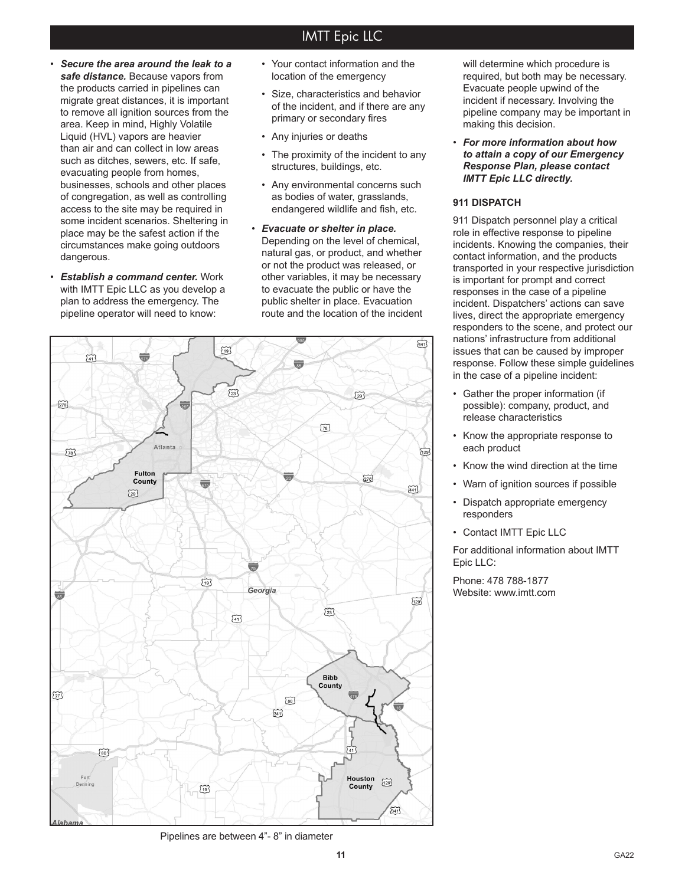- ***Secure the area around the leak to a safe distance.*** Because vapors from the products carried in pipelines can migrate great distances, it is important to remove all ignition sources from the area. Keep in mind, Highly Volatile Liquid (HVL) vapors are heavier than air and can collect in low areas such as ditches, sewers, etc. If safe, evacuating people from homes, businesses, schools and other places of congregation, as well as controlling access to the site may be required in some incident scenarios. Sheltering in place may be the safest action if the circumstances make going outdoors dangerous.
- ***Establish a command center.*** Work with IMTT Epic LLC as you develop a plan to address the emergency. The pipeline operator will need to know:
  - Your contact information and the location of the emergency
  - Size, characteristics and behavior of the incident, and if there are any primary or secondary fires
  - Any injuries or deaths
  - The proximity of the incident to any structures, buildings, etc.
  - Any environmental concerns such as bodies of water, grasslands, endangered wildlife and fish, etc.
- ***Evacuate or shelter in place.*** Depending on the level of chemical, natural gas, or product, and whether or not the product was released, or other variables, it may be necessary to evacuate the public or have the public shelter in place. Evacuation route and the location of the incident will determine which procedure is required, but both may be necessary. Evacuate people upwind of the incident if necessary. Involving the pipeline company may be important in making this decision.
- ***For more information about how to attain a copy of our Emergency Response Plan, please contact IMTT Epic LLC directly.***

**911 DISPATCH**

911 Dispatch personnel play a critical role in effective response to pipeline incidents. Knowing the companies, their contact information, and the products transported in your respective jurisdiction is important for prompt and correct responses in the case of a pipeline incident. Dispatchers' actions can save lives, direct the appropriate emergency responders to the scene, and protect our nations' infrastructure from additional issues that can be caused by improper response. Follow these simple guidelines in the case of a pipeline incident:

- Gather the proper information (if possible): company, product, and release characteristics
- Know the appropriate response to each product
- Know the wind direction at the time
- Warn of ignition sources if possible
- Dispatch appropriate emergency responders
- Contact IMTT Epic LLC

For additional information about IMTT Epic LLC:

Phone: 478 788-1877
Website: www.imtt.com

Atlanta
Fulton County
Georgia
Bibb County
Houston County
Fort Benning
Alabama

Pipelines are between 4"- 8" in diameter